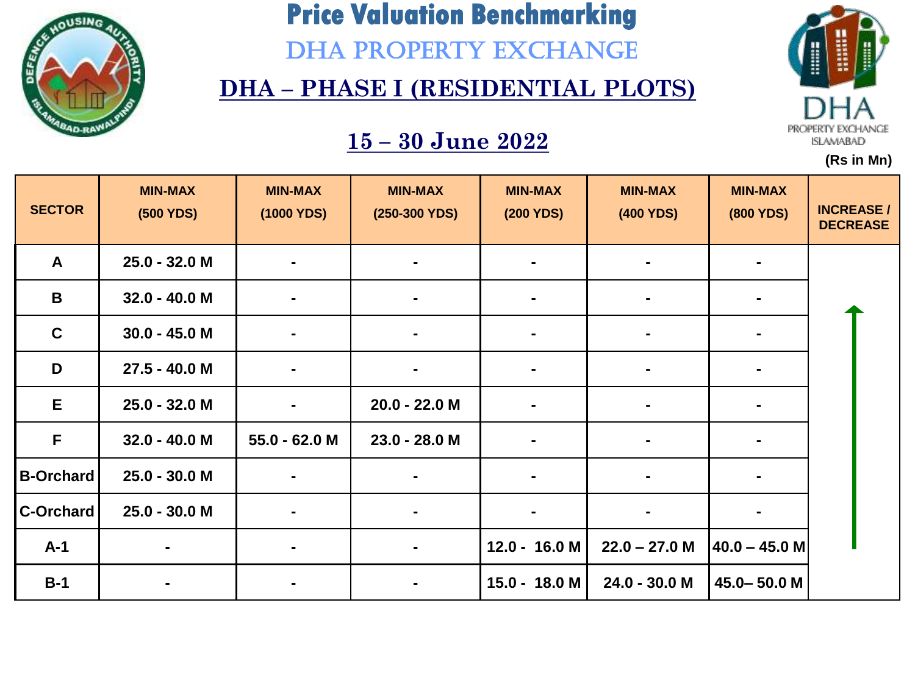# Price Valuation Benchmarking

## DHA PROPERTY EXCHANGE

## DHA – PHASE I (RESIDENTIAL PLOTS)

### 15 – 30 June 2022

DHA PROPERTY EXCHANGE ISLAMABAD

(Rs in Mn)

| SECTOR | MIN-MAX (500 YDS) | MIN-MAX (1000 YDS) | MIN-MAX (250-300 YDS) | MIN-MAX (200 YDS) | MIN-MAX (400 YDS) | MIN-MAX (800 YDS) | INCREASE / DECREASE |
|---|---|---|---|---|---|---|---|
| A | 25.0 - 32.0 M | - | - | - | - | - | ↑ |
| B | 32.0 - 40.0 M | - | - | - | - | - | |
| C | 30.0 - 45.0 M | - | - | - | - | - | |
| D | 27.5 - 40.0 M | - | - | - | - | - | |
| E | 25.0 - 32.0 M | - | 20.0 - 22.0 M | - | - | - | |
| F | 32.0 - 40.0 M | 55.0 - 62.0 M | 23.0 - 28.0 M | - | - | - | |
| B-Orchard | 25.0 - 30.0 M | - | - | - | - | - | |
| C-Orchard | 25.0 - 30.0 M | - | - | - | - | - | |
| A-1 | - | - | - | 12.0 - 16.0 M | 22.0 – 27.0 M | 40.0 – 45.0 M | |
| B-1 | - | - | - | 15.0 - 18.0 M | 24.0 - 30.0 M | 45.0– 50.0 M | |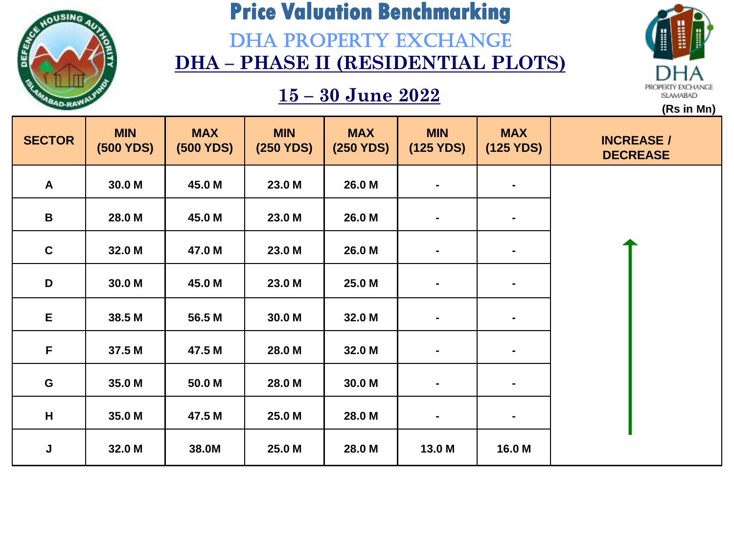# Price Valuation Benchmarking

## DHA PROPERTY EXCHANGE

## DHA – PHASE II (RESIDENTIAL PLOTS)

### 15 – 30 June 2022

DHA PROPERTY EXCHANGE ISLAMABAD

(Rs in Mn)

| SECTOR | MIN (500 YDS) | MAX (500 YDS) | MIN (250 YDS) | MAX (250 YDS) | MIN (125 YDS) | MAX (125 YDS) | INCREASE / DECREASE |
|---|---|---|---|---|---|---|---|
| A | 30.0 M | 45.0 M | 23.0 M | 26.0 M | - | - | ↑ |
| B | 28.0 M | 45.0 M | 23.0 M | 26.0 M | - | - | |
| C | 32.0 M | 47.0 M | 23.0 M | 26.0 M | - | - | |
| D | 30.0 M | 45.0 M | 23.0 M | 25.0 M | - | - | |
| E | 38.5 M | 56.5 M | 30.0 M | 32.0 M | - | - | |
| F | 37.5 M | 47.5 M | 28.0 M | 32.0 M | - | - | |
| G | 35.0 M | 50.0 M | 28.0 M | 30.0 M | - | - | |
| H | 35.0 M | 47.5 M | 25.0 M | 28.0 M | - | - | |
| J | 32.0 M | 38.0M | 25.0 M | 28.0 M | 13.0 M | 16.0 M | |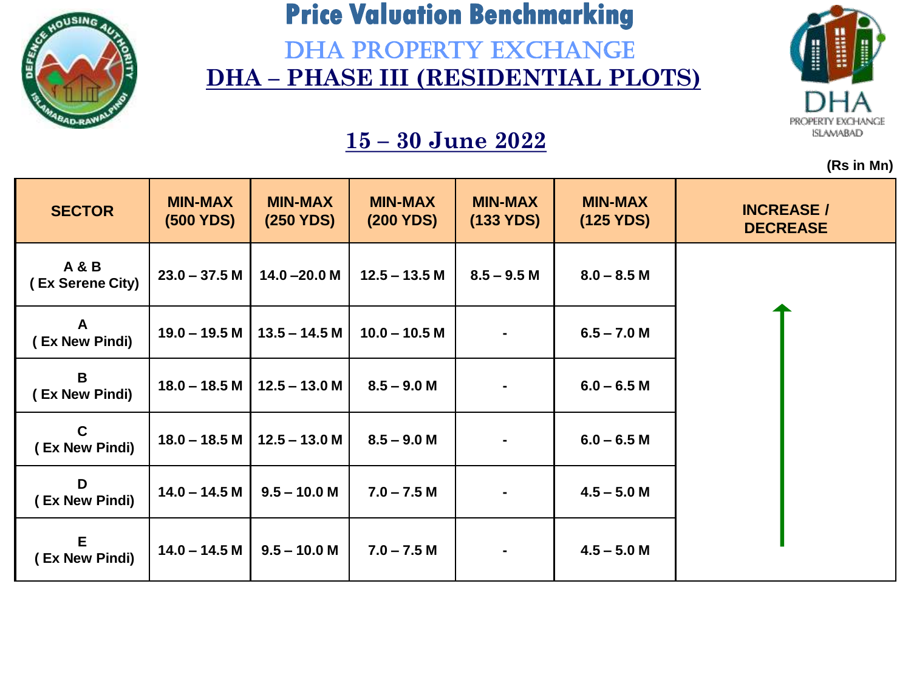# Price Valuation Benchmarking

## DHA PROPERTY EXCHANGE

## DHA – PHASE III (RESIDENTIAL PLOTS)

### 15 – 30 June 2022

(Rs in Mn)

| SECTOR | MIN-MAX (500 YDS) | MIN-MAX (250 YDS) | MIN-MAX (200 YDS) | MIN-MAX (133 YDS) | MIN-MAX (125 YDS) | INCREASE / DECREASE |
|---|---|---|---|---|---|---|
| A & B ( Ex Serene City) | 23.0 – 37.5 M | 14.0 –20.0 M | 12.5 – 13.5 M | 8.5 – 9.5 M | 8.0 – 8.5 M | ↑ |
| A ( Ex New Pindi) | 19.0 – 19.5 M | 13.5 – 14.5 M | 10.0 – 10.5 M | - | 6.5 – 7.0 M | ↑ |
| B ( Ex New Pindi) | 18.0 – 18.5 M | 12.5 – 13.0 M | 8.5 – 9.0 M | - | 6.0 – 6.5 M | ↑ |
| C ( Ex New Pindi) | 18.0 – 18.5 M | 12.5 – 13.0 M | 8.5 – 9.0 M | - | 6.0 – 6.5 M | ↑ |
| D ( Ex New Pindi) | 14.0 – 14.5 M | 9.5 – 10.0 M | 7.0 – 7.5 M | - | 4.5 – 5.0 M | ↑ |
| E ( Ex New Pindi) | 14.0 – 14.5 M | 9.5 – 10.0 M | 7.0 – 7.5 M | - | 4.5 – 5.0 M | ↑ |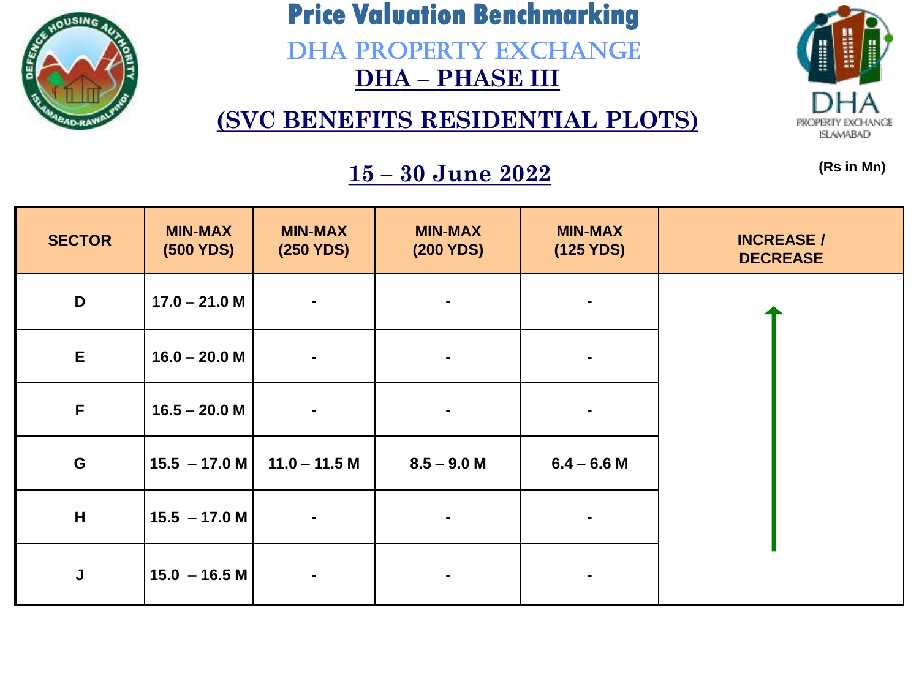# Price Valuation Benchmarking

## DHA PROPERTY EXCHANGE

## DHA – PHASE III

## (SVC BENEFITS RESIDENTIAL PLOTS)

### 15 – 30 June 2022

(Rs in Mn)

| SECTOR | MIN-MAX (500 YDS) | MIN-MAX (250 YDS) | MIN-MAX (200 YDS) | MIN-MAX (125 YDS) | INCREASE / DECREASE |
|---|---|---|---|---|---|
| D | 17.0 – 21.0 M | - | - | - | ↑ |
| E | 16.0 – 20.0 M | - | - | - | |
| F | 16.5 – 20.0 M | - | - | - | |
| G | 15.5 – 17.0 M | 11.0 – 11.5 M | 8.5 – 9.0 M | 6.4 – 6.6 M | |
| H | 15.5 – 17.0 M | - | - | - | |
| J | 15.0 – 16.5 M | - | - | - | |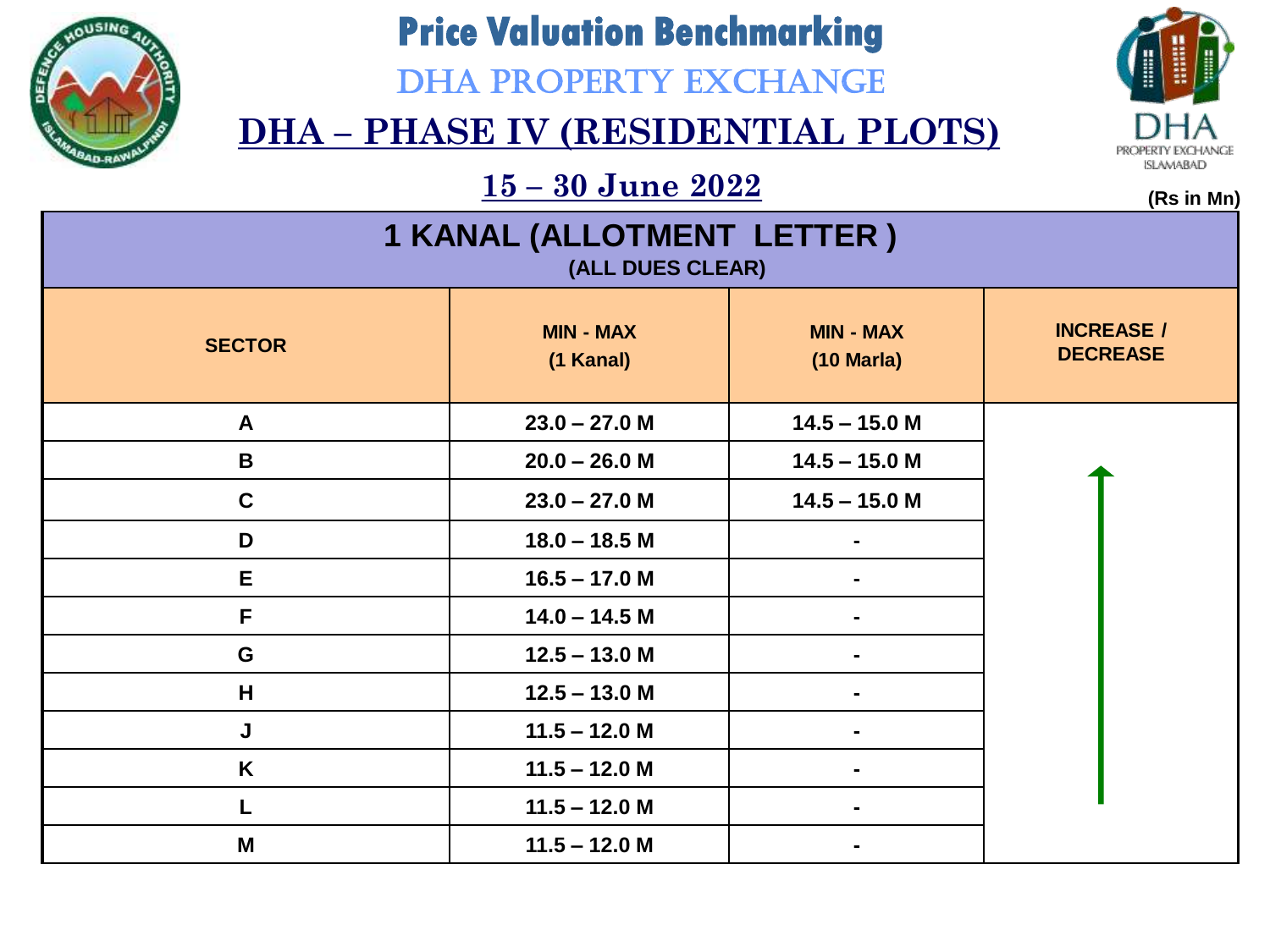# Price Valuation Benchmarking

## DHA PROPERTY EXCHANGE

## DHA – PHASE IV (RESIDENTIAL PLOTS)

### 15 – 30 June 2022

(Rs in Mn)

**1 KANAL (ALLOTMENT LETTER )**
**(ALL DUES CLEAR)**

| SECTOR | MIN - MAX (1 Kanal) | MIN - MAX (10 Marla) | INCREASE / DECREASE |
|---|---|---|---|
| A | 23.0 – 27.0 M | 14.5 – 15.0 M | ↑ |
| B | 20.0 – 26.0 M | 14.5 – 15.0 M | |
| C | 23.0 – 27.0 M | 14.5 – 15.0 M | |
| D | 18.0 – 18.5 M | - | |
| E | 16.5 – 17.0 M | - | |
| F | 14.0 – 14.5 M | - | |
| G | 12.5 – 13.0 M | - | |
| H | 12.5 – 13.0 M | - | |
| J | 11.5 – 12.0 M | - | |
| K | 11.5 – 12.0 M | - | |
| L | 11.5 – 12.0 M | - | |
| M | 11.5 – 12.0 M | - | |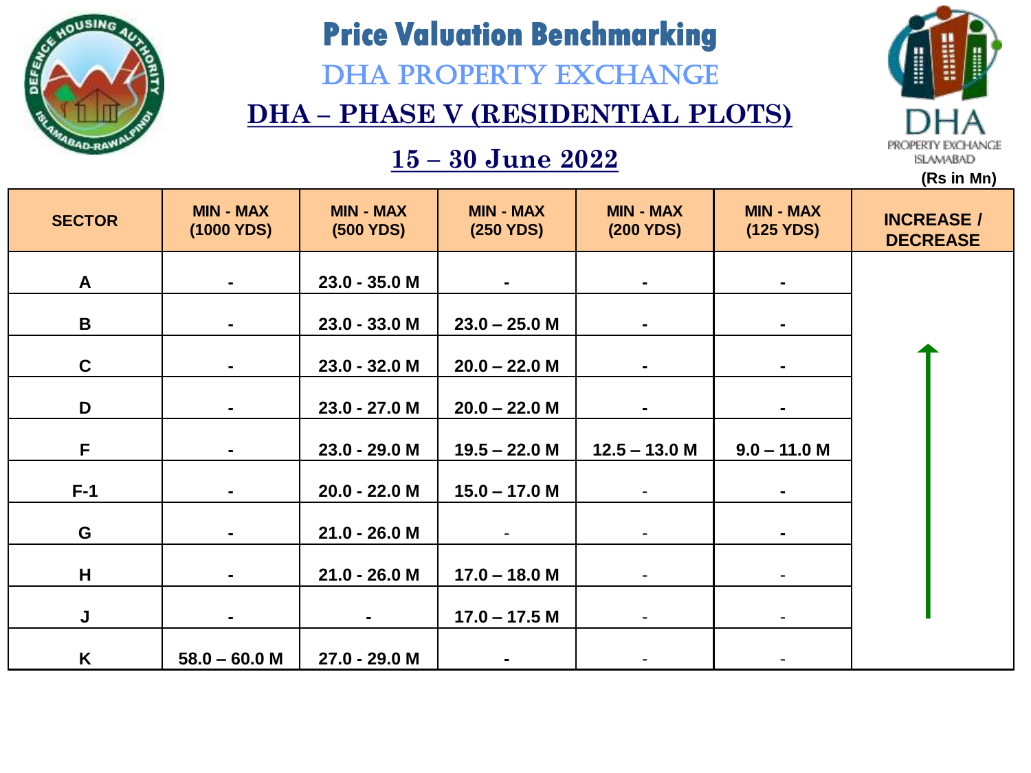# Price Valuation Benchmarking

## DHA PROPERTY EXCHANGE

## DHA – PHASE V (RESIDENTIAL PLOTS)

### 15 – 30 June 2022

DHA PROPERTY EXCHANGE ISLAMABAD

(Rs in Mn)

| SECTOR | MIN - MAX (1000 YDS) | MIN - MAX (500 YDS) | MIN - MAX (250 YDS) | MIN - MAX (200 YDS) | MIN - MAX (125 YDS) | INCREASE / DECREASE |
|---|---|---|---|---|---|---|
| A | - | 23.0 - 35.0 M | - | - | - | ↑ |
| B | - | 23.0 - 33.0 M | 23.0 – 25.0 M | - | - | |
| C | - | 23.0 - 32.0 M | 20.0 – 22.0 M | - | - | |
| D | - | 23.0 - 27.0 M | 20.0 – 22.0 M | - | - | |
| F | - | 23.0 - 29.0 M | 19.5 – 22.0 M | 12.5 – 13.0 M | 9.0 – 11.0 M | |
| F-1 | - | 20.0 – 22.0 M | 15.0 – 17.0 M | - | - | |
| G | - | 21.0 - 26.0 M | - | - | - | |
| H | - | 21.0 - 26.0 M | 17.0 – 18.0 M | - | - | |
| J | - | - | 17.0 – 17.5 M | - | - | |
| K | 58.0 – 60.0 M | 27.0 - 29.0 M | - | - | - | |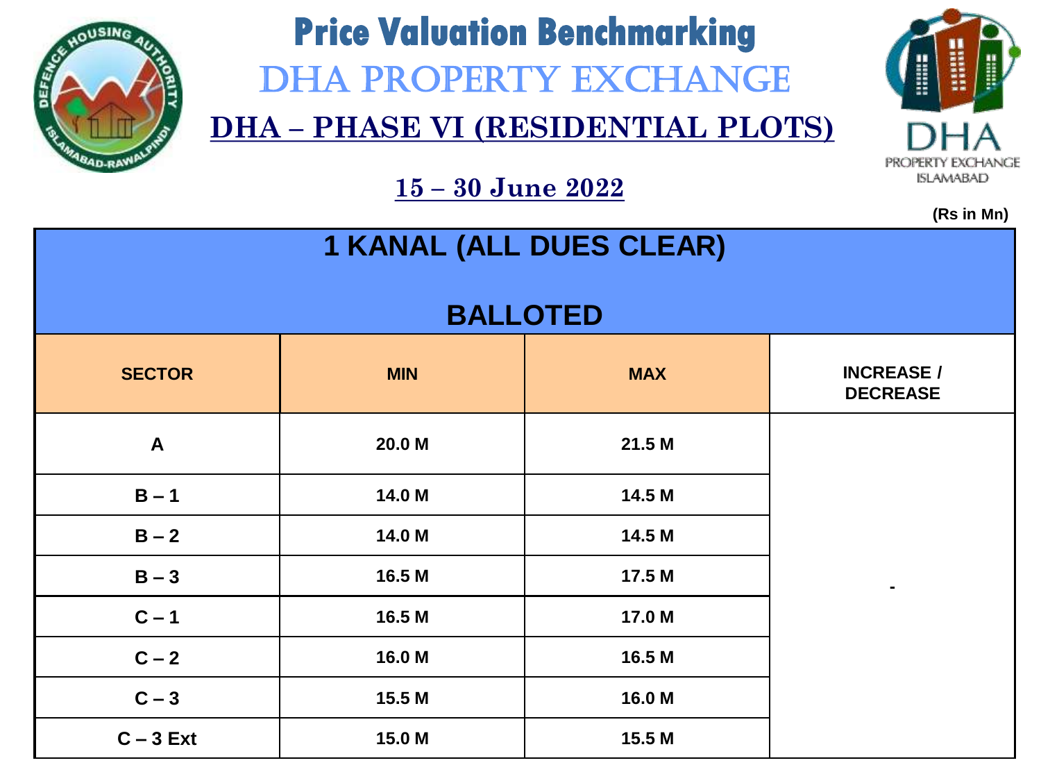# Price Valuation Benchmarking

## DHA PROPERTY EXCHANGE

## DHA – PHASE VI (RESIDENTIAL PLOTS)

**15 – 30 June 2022**

(Rs in Mn)

| 1 KANAL (ALL DUES CLEAR) BALLOTED | | | |
|---|---|---|---|
| **SECTOR** | **MIN** | **MAX** | **INCREASE / DECREASE** |
| A | 20.0 M | 21.5 M | - |
| B – 1 | 14.0 M | 14.5 M | |
| B – 2 | 14.0 M | 14.5 M | |
| B – 3 | 16.5 M | 17.5 M | |
| C – 1 | 16.5 M | 17.0 M | |
| C – 2 | 16.0 M | 16.5 M | |
| C – 3 | 15.5 M | 16.0 M | |
| C – 3 Ext | 15.0 M | 15.5 M | |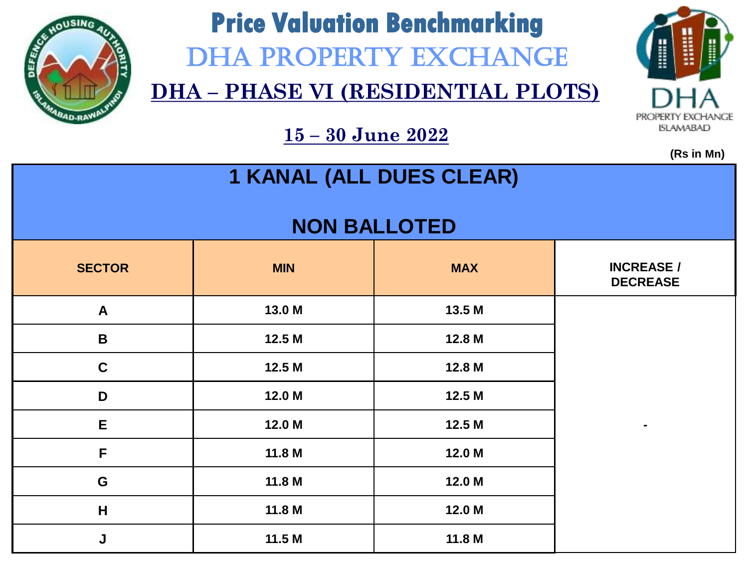# Price Valuation Benchmarking

## DHA PROPERTY EXCHANGE

## DHA – PHASE VI (RESIDENTIAL PLOTS)

**15 – 30 June 2022**

(Rs in Mn)

| 1 KANAL (ALL DUES CLEAR) NON BALLOTED | | | |
|---|---|---|---|
| **SECTOR** | **MIN** | **MAX** | **INCREASE / DECREASE** |
| A | 13.0 M | 13.5 M | - |
| B | 12.5 M | 12.8 M | |
| C | 12.5 M | 12.8 M | |
| D | 12.0 M | 12.5 M | |
| E | 12.0 M | 12.5 M | |
| F | 11.8 M | 12.0 M | |
| G | 11.8 M | 12.0 M | |
| H | 11.8 M | 12.0 M | |
| J | 11.5 M | 11.8 M | |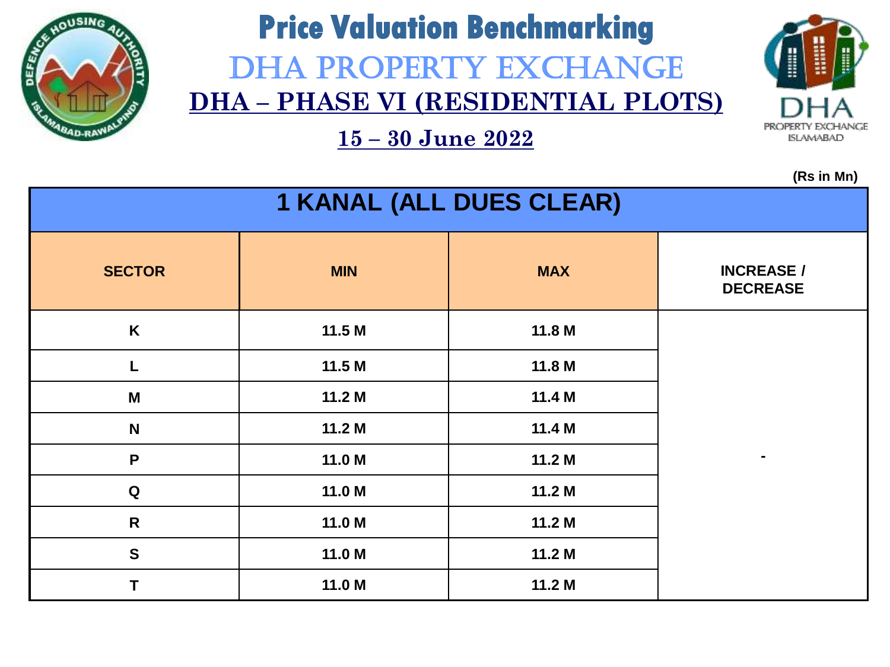# Price Valuation Benchmarking

## DHA PROPERTY EXCHANGE

## DHA – PHASE VI (RESIDENTIAL PLOTS)

### 15 – 30 June 2022

(Rs in Mn)

| 1 KANAL (ALL DUES CLEAR) | | | |
|---|---|---|---|
| SECTOR | MIN | MAX | INCREASE / DECREASE |
| K | 11.5 M | 11.8 M | - |
| L | 11.5 M | 11.8 M | |
| M | 11.2 M | 11.4 M | |
| N | 11.2 M | 11.4 M | |
| P | 11.0 M | 11.2 M | |
| Q | 11.0 M | 11.2 M | |
| R | 11.0 M | 11.2 M | |
| S | 11.0 M | 11.2 M | |
| T | 11.0 M | 11.2 M | |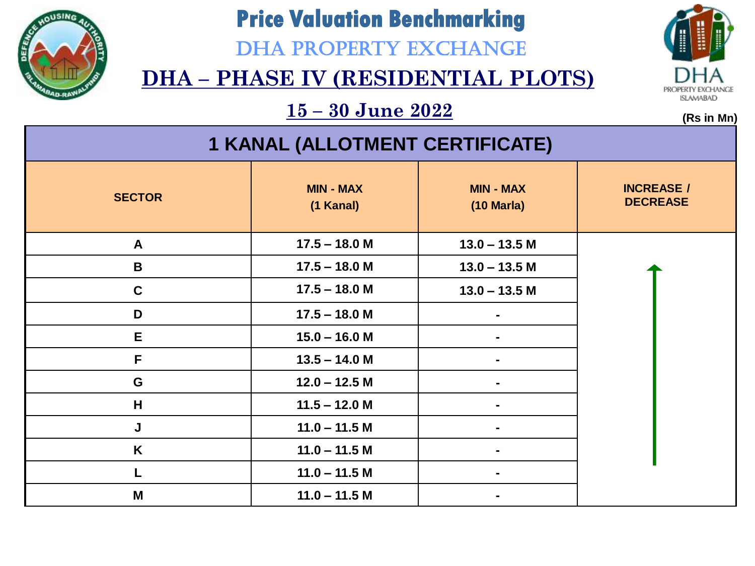# Price Valuation Benchmarking

## DHA PROPERTY EXCHANGE

## DHA – PHASE IV (RESIDENTIAL PLOTS)

### 15 – 30 June 2022

(Rs in Mn)

| 1 KANAL (ALLOTMENT CERTIFICATE) | | | |
|---|---|---|---|
| SECTOR | MIN - MAX (1 Kanal) | MIN - MAX (10 Marla) | INCREASE / DECREASE |
| A | 17.5 – 18.0 M | 13.0 – 13.5 M | ↑ |
| B | 17.5 – 18.0 M | 13.0 – 13.5 M | |
| C | 17.5 – 18.0 M | 13.0 – 13.5 M | |
| D | 17.5 – 18.0 M | - | |
| E | 15.0 – 16.0 M | - | |
| F | 13.5 – 14.0 M | - | |
| G | 12.0 – 12.5 M | - | |
| H | 11.5 – 12.0 M | - | |
| J | 11.0 – 11.5 M | - | |
| K | 11.0 – 11.5 M | - | |
| L | 11.0 – 11.5 M | - | |
| M | 11.0 – 11.5 M | - | |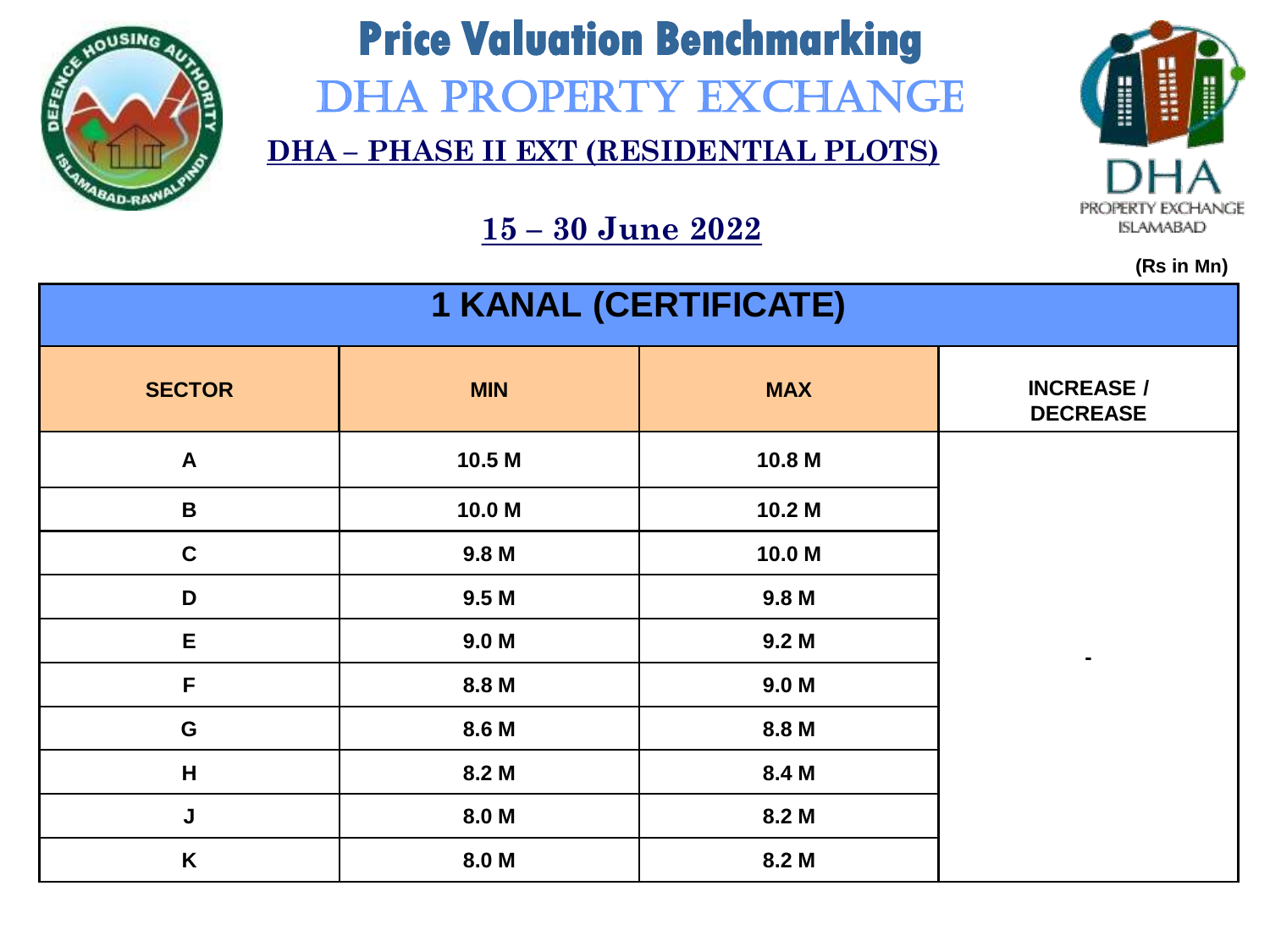# Price Valuation Benchmarking

## DHA PROPERTY EXCHANGE

### DHA – PHASE II EXT (RESIDENTIAL PLOTS)

### 15 – 30 June 2022

(Rs in Mn)

| 1 KANAL (CERTIFICATE) | | | |
|---|---|---|---|
| **SECTOR** | **MIN** | **MAX** | **INCREASE / DECREASE** |
| A | 10.5 M | 10.8 M | - |
| B | 10.0 M | 10.2 M | |
| C | 9.8 M | 10.0 M | |
| D | 9.5 M | 9.8 M | |
| E | 9.0 M | 9.2 M | |
| F | 8.8 M | 9.0 M | |
| G | 8.6 M | 8.8 M | |
| H | 8.2 M | 8.4 M | |
| J | 8.0 M | 8.2 M | |
| K | 8.0 M | 8.2 M | |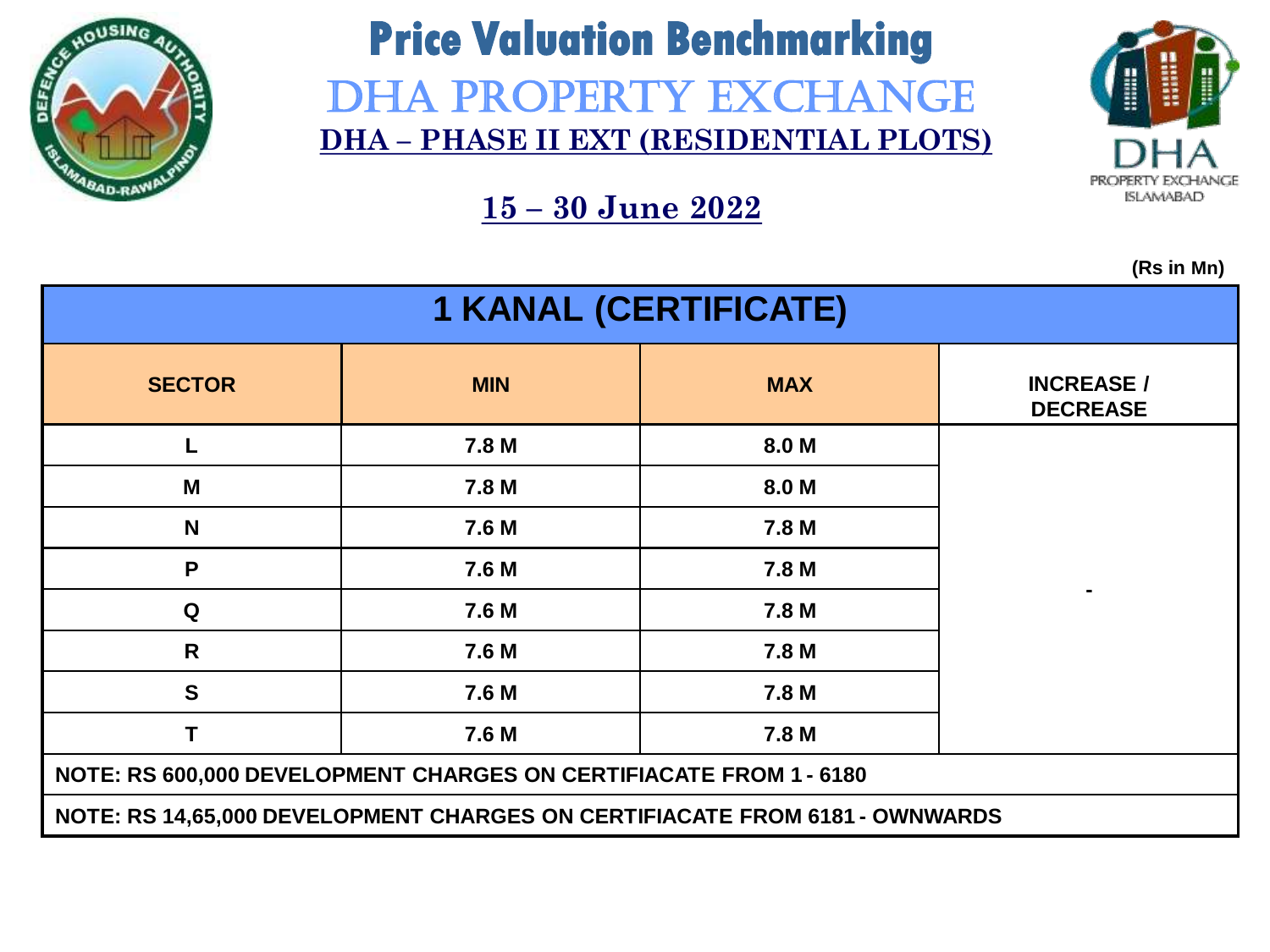# Price Valuation Benchmarking

## DHA PROPERTY EXCHANGE

### DHA – PHASE II EXT (RESIDENTIAL PLOTS)

### 15 – 30 June 2022

(Rs in Mn)

| 1 KANAL (CERTIFICATE) | | | |
|---|---|---|---|
| **SECTOR** | **MIN** | **MAX** | **INCREASE / DECREASE** |
| L | 7.8 M | 8.0 M | - |
| M | 7.8 M | 8.0 M | |
| N | 7.6 M | 7.8 M | |
| P | 7.6 M | 7.8 M | |
| Q | 7.6 M | 7.8 M | |
| R | 7.6 M | 7.8 M | |
| S | 7.6 M | 7.8 M | |
| T | 7.6 M | 7.8 M | |
| NOTE: RS 600,000 DEVELOPMENT CHARGES ON CERTIFIACATE FROM 1 - 6180 | | | |
| NOTE: RS 14,65,000 DEVELOPMENT CHARGES ON CERTIFIACATE FROM 6181 - OWNWARDS | | | |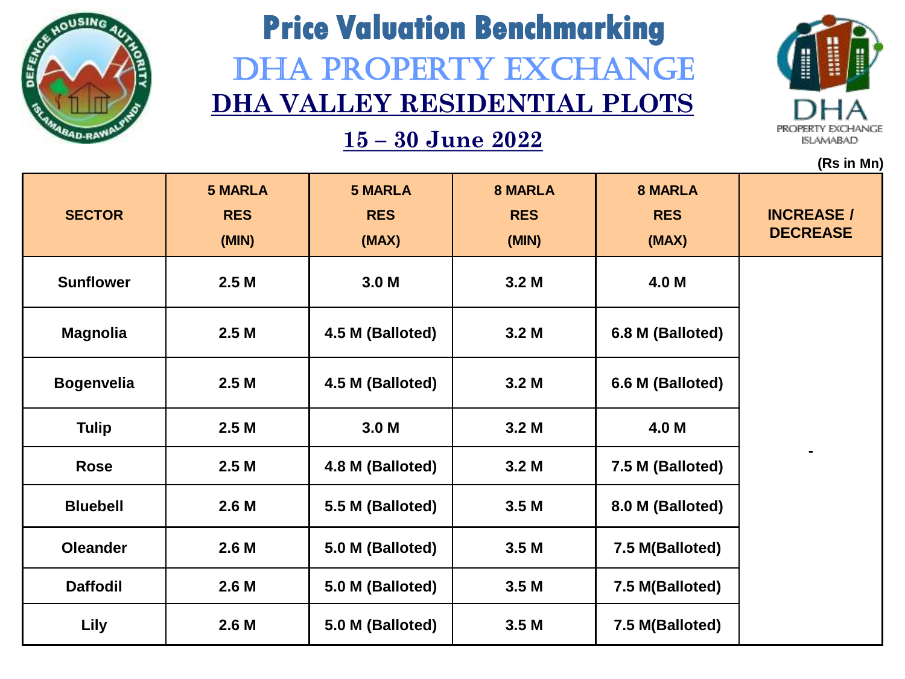# Price Valuation Benchmarking

## DHA PROPERTY EXCHANGE

## DHA VALLEY RESIDENTIAL PLOTS

### 15 – 30 June 2022

(Rs in Mn)

| SECTOR | 5 MARLA RES (MIN) | 5 MARLA RES (MAX) | 8 MARLA RES (MIN) | 8 MARLA RES (MAX) | INCREASE / DECREASE |
|---|---|---|---|---|---|
| Sunflower | 2.5 M | 3.0 M | 3.2 M | 4.0 M | - |
| Magnolia | 2.5 M | 4.5 M (Balloted) | 3.2 M | 6.8 M (Balloted) | |
| Bogenvelia | 2.5 M | 4.5 M (Balloted) | 3.2 M | 6.6 M (Balloted) | |
| Tulip | 2.5 M | 3.0 M | 3.2 M | 4.0 M | |
| Rose | 2.5 M | 4.8 M (Balloted) | 3.2 M | 7.5 M (Balloted) | |
| Bluebell | 2.6 M | 5.5 M (Balloted) | 3.5 M | 8.0 M (Balloted) | |
| Oleander | 2.6 M | 5.0 M (Balloted) | 3.5 M | 7.5 M(Balloted) | |
| Daffodil | 2.6 M | 5.0 M (Balloted) | 3.5 M | 7.5 M(Balloted) | |
| Lily | 2.6 M | 5.0 M (Balloted) | 3.5 M | 7.5 M(Balloted) | |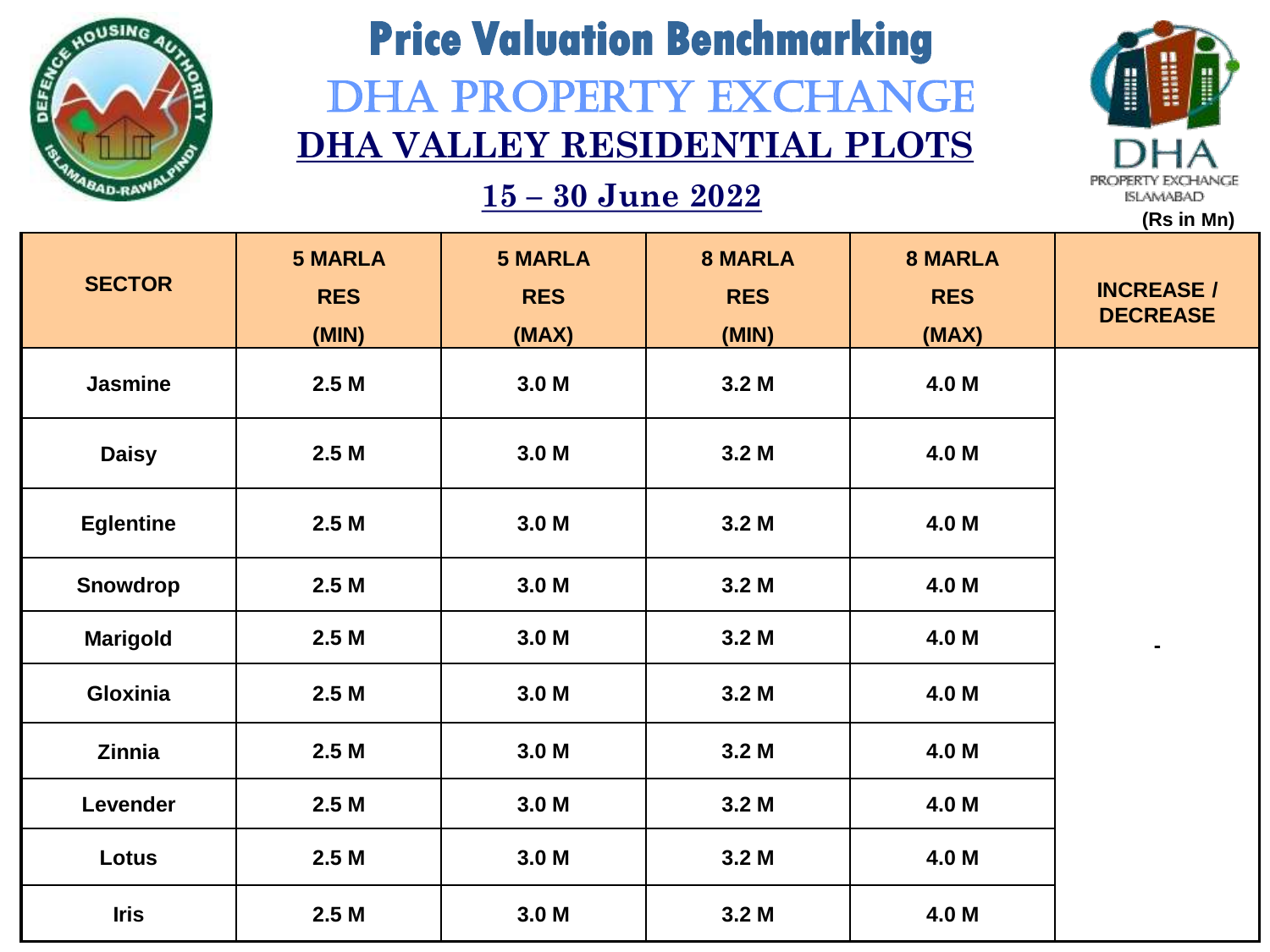# Price Valuation Benchmarking

## DHA PROPERTY EXCHANGE

## DHA VALLEY RESIDENTIAL PLOTS

### 15 – 30 June 2022

DHA PROPERTY EXCHANGE ISLAMABAD

(Rs in Mn)

| SECTOR | 5 MARLA RES (MIN) | 5 MARLA RES (MAX) | 8 MARLA RES (MIN) | 8 MARLA RES (MAX) | INCREASE / DECREASE |
|---|---|---|---|---|---|
| Jasmine | 2.5 M | 3.0 M | 3.2 M | 4.0 M | - |
| Daisy | 2.5 M | 3.0 M | 3.2 M | 4.0 M | |
| Eglentine | 2.5 M | 3.0 M | 3.2 M | 4.0 M | |
| Snowdrop | 2.5 M | 3.0 M | 3.2 M | 4.0 M | |
| Marigold | 2.5 M | 3.0 M | 3.2 M | 4.0 M | |
| Gloxinia | 2.5 M | 3.0 M | 3.2 M | 4.0 M | |
| Zinnia | 2.5 M | 3.0 M | 3.2 M | 4.0 M | |
| Levender | 2.5 M | 3.0 M | 3.2 M | 4.0 M | |
| Lotus | 2.5 M | 3.0 M | 3.2 M | 4.0 M | |
| Iris | 2.5 M | 3.0 M | 3.2 M | 4.0 M | |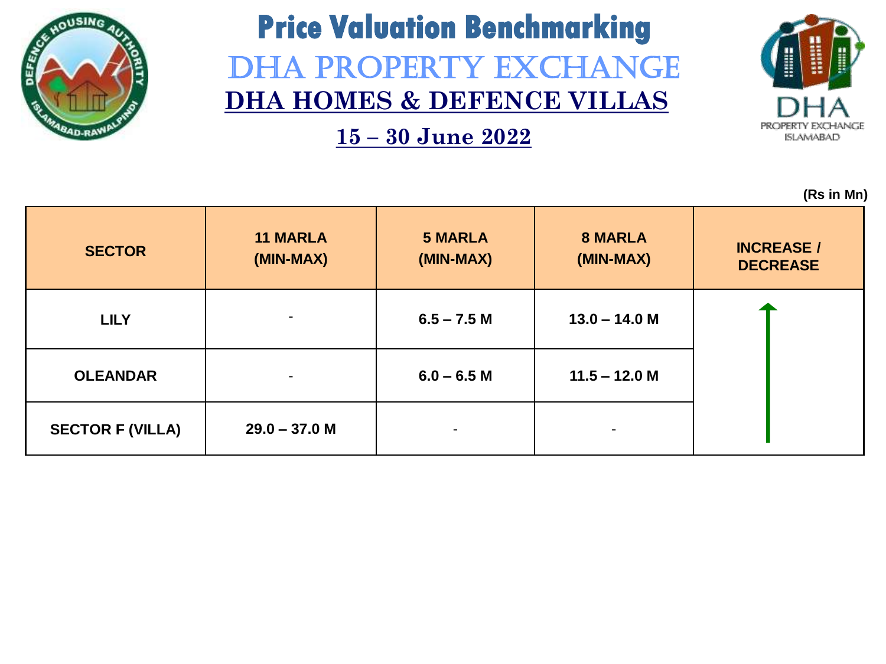# Price Valuation Benchmarking

## DHA PROPERTY EXCHANGE

## DHA HOMES & DEFENCE VILLAS

### 15 – 30 June 2022

(Rs in Mn)

| SECTOR | 11 MARLA (MIN-MAX) | 5 MARLA (MIN-MAX) | 8 MARLA (MIN-MAX) | INCREASE / DECREASE |
|---|---|---|---|---|
| LILY | - | 6.5 – 7.5 M | 13.0 – 14.0 M | ↑ |
| OLEANDAR | - | 6.0 – 6.5 M | 11.5 – 12.0 M | |
| SECTOR F (VILLA) | 29.0 – 37.0 M | - | - | |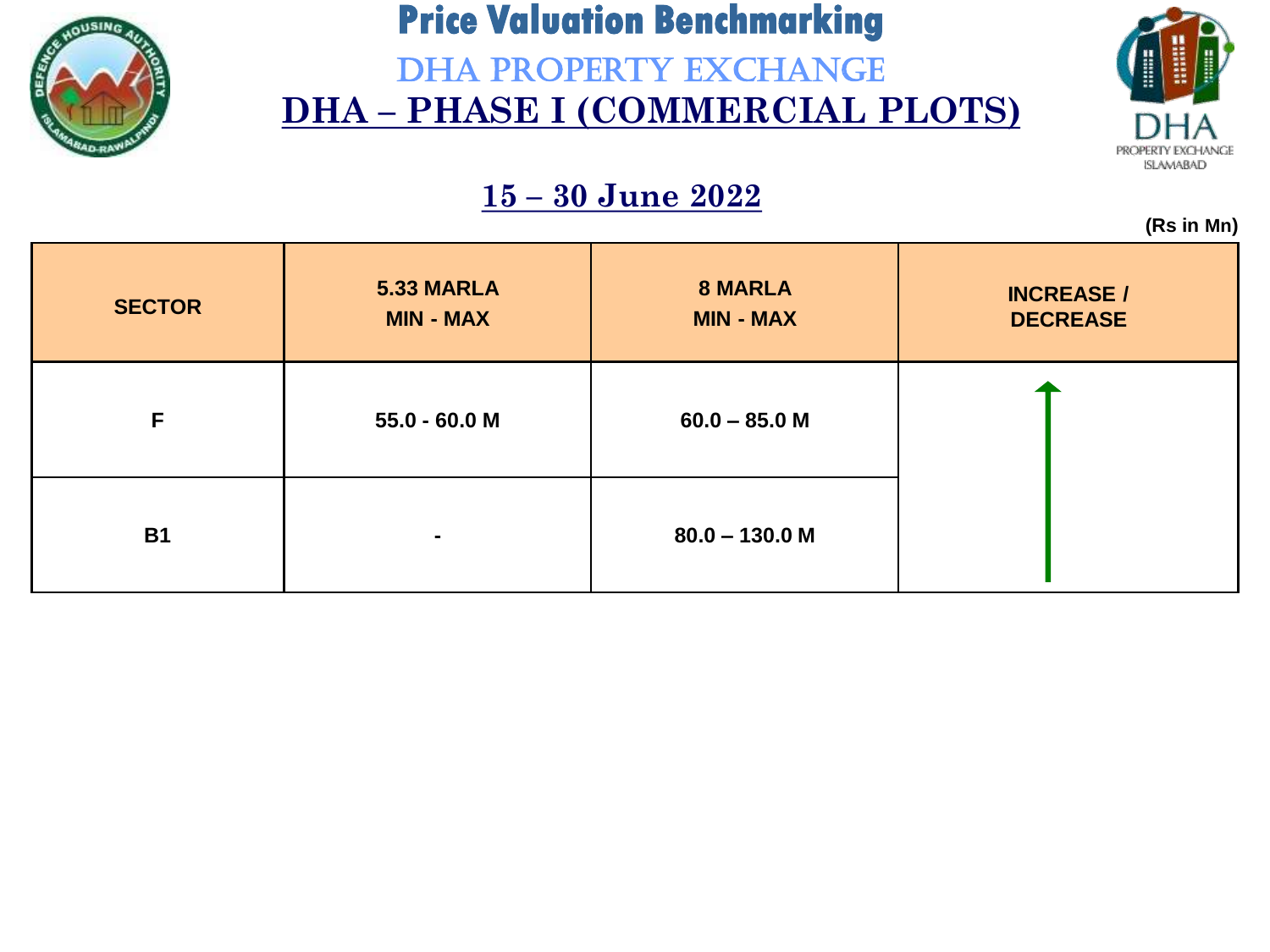# Price Valuation Benchmarking

## DHA PROPERTY EXCHANGE

## DHA – PHASE I (COMMERCIAL PLOTS)

### 15 – 30 June 2022

**(Rs in Mn)**

| SECTOR | 5.33 MARLA MIN - MAX | 8 MARLA MIN - MAX | INCREASE / DECREASE |
|---|---|---|---|
| F | 55.0 - 60.0 M | 60.0 – 85.0 M | ↑ |
| B1 | - | 80.0 – 130.0 M | |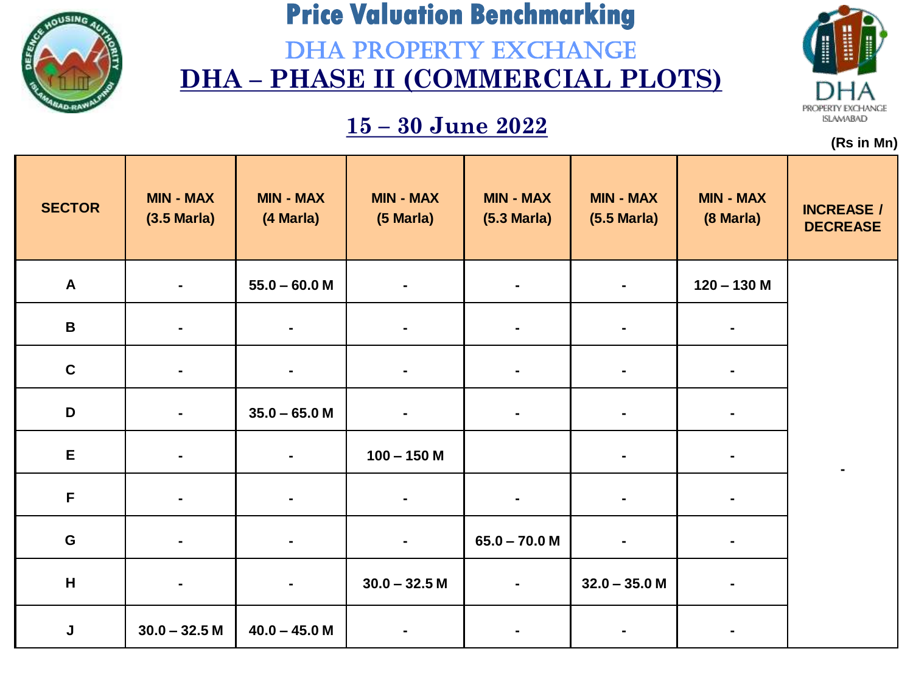# Price Valuation Benchmarking

## DHA PROPERTY EXCHANGE

## DHA – PHASE II (COMMERCIAL PLOTS)

### 15 – 30 June 2022

(Rs in Mn)

| SECTOR | MIN - MAX (3.5 Marla) | MIN - MAX (4 Marla) | MIN - MAX (5 Marla) | MIN - MAX (5.3 Marla) | MIN - MAX (5.5 Marla) | MIN - MAX (8 Marla) | INCREASE / DECREASE |
|---|---|---|---|---|---|---|---|
| A | - | 55.0 – 60.0 M | - | - | - | 120 – 130 M | - |
| B | - | - | - | - | - | - | |
| C | - | - | - | - | - | - | |
| D | - | 35.0 – 65.0 M | - | - | - | - | |
| E | - | - | 100 – 150 M | | - | - | |
| F | - | - | - | - | - | - | |
| G | - | - | - | 65.0 – 70.0 M | - | - | |
| H | - | - | 30.0 – 32.5 M | - | 32.0 – 35.0 M | - | |
| J | 30.0 – 32.5 M | 40.0 – 45.0 M | - | - | - | - | |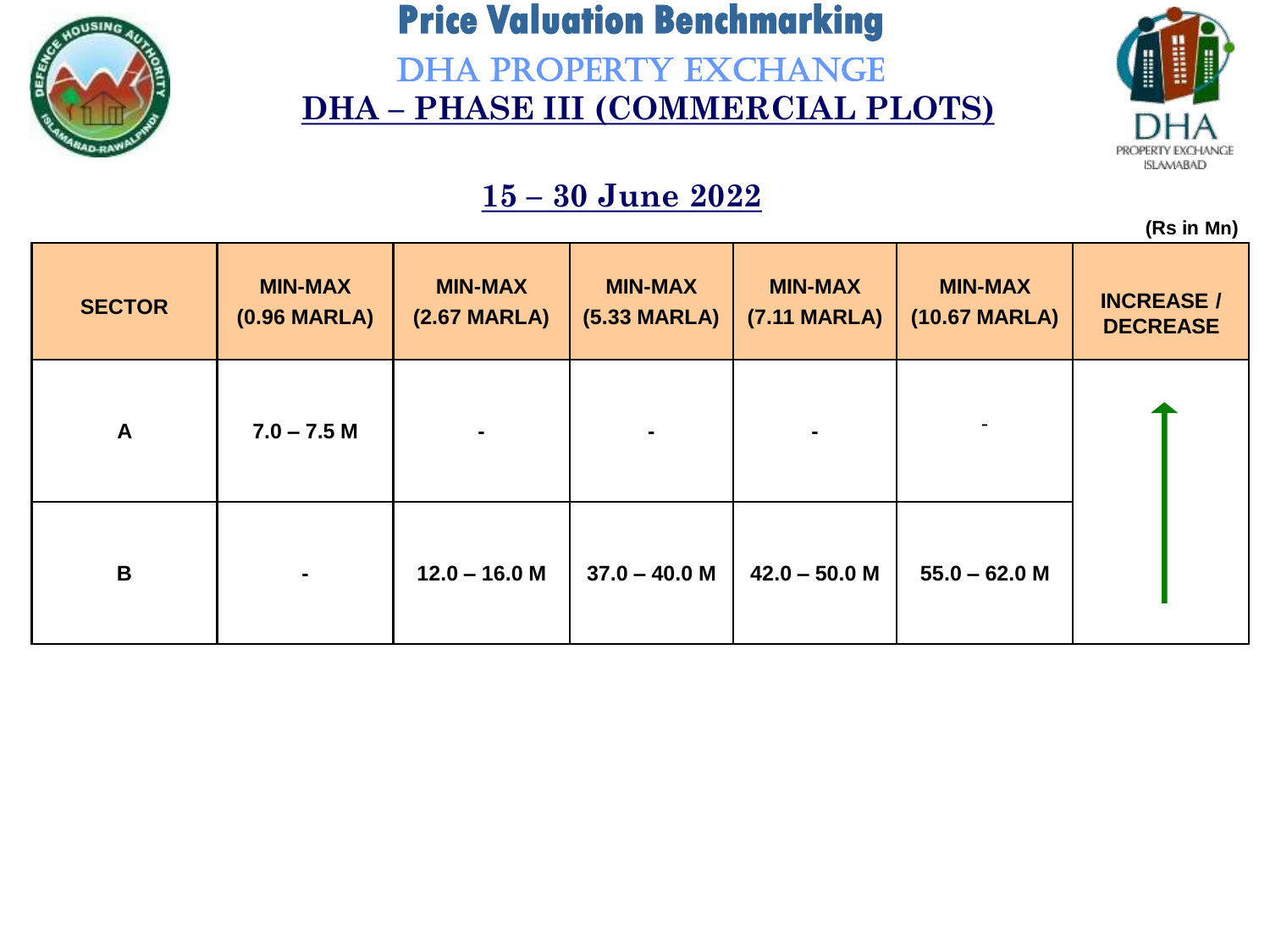# Price Valuation Benchmarking

## DHA PROPERTY EXCHANGE

## DHA – PHASE III (COMMERCIAL PLOTS)

### 15 – 30 June 2022

**(Rs in Mn)**

| SECTOR | MIN-MAX (0.96 MARLA) | MIN-MAX (2.67 MARLA) | MIN-MAX (5.33 MARLA) | MIN-MAX (7.11 MARLA) | MIN-MAX (10.67 MARLA) | INCREASE / DECREASE |
|---|---|---|---|---|---|---|
| A | 7.0 – 7.5 M | - | - | - | - | ↑ |
| B | - | 12.0 – 16.0 M | 37.0 – 40.0 M | 42.0 – 50.0 M | 55.0 – 62.0 M | |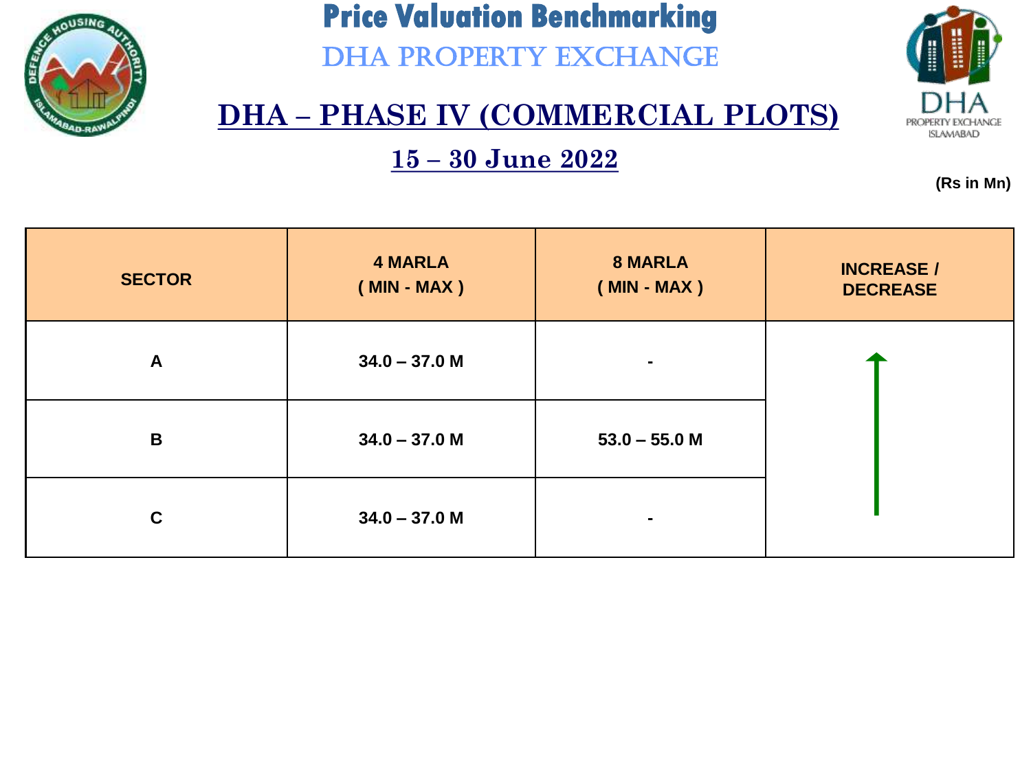# Price Valuation Benchmarking

## DHA PROPERTY EXCHANGE

## DHA – PHASE IV (COMMERCIAL PLOTS)

### 15 – 30 June 2022

**(Rs in Mn)**

| SECTOR | 4 MARLA ( MIN - MAX ) | 8 MARLA ( MIN - MAX ) | INCREASE / DECREASE |
|---|---|---|---|
| A | 34.0 – 37.0 M | - | ↑ |
| B | 34.0 – 37.0 M | 53.0 – 55.0 M | |
| C | 34.0 – 37.0 M | - | |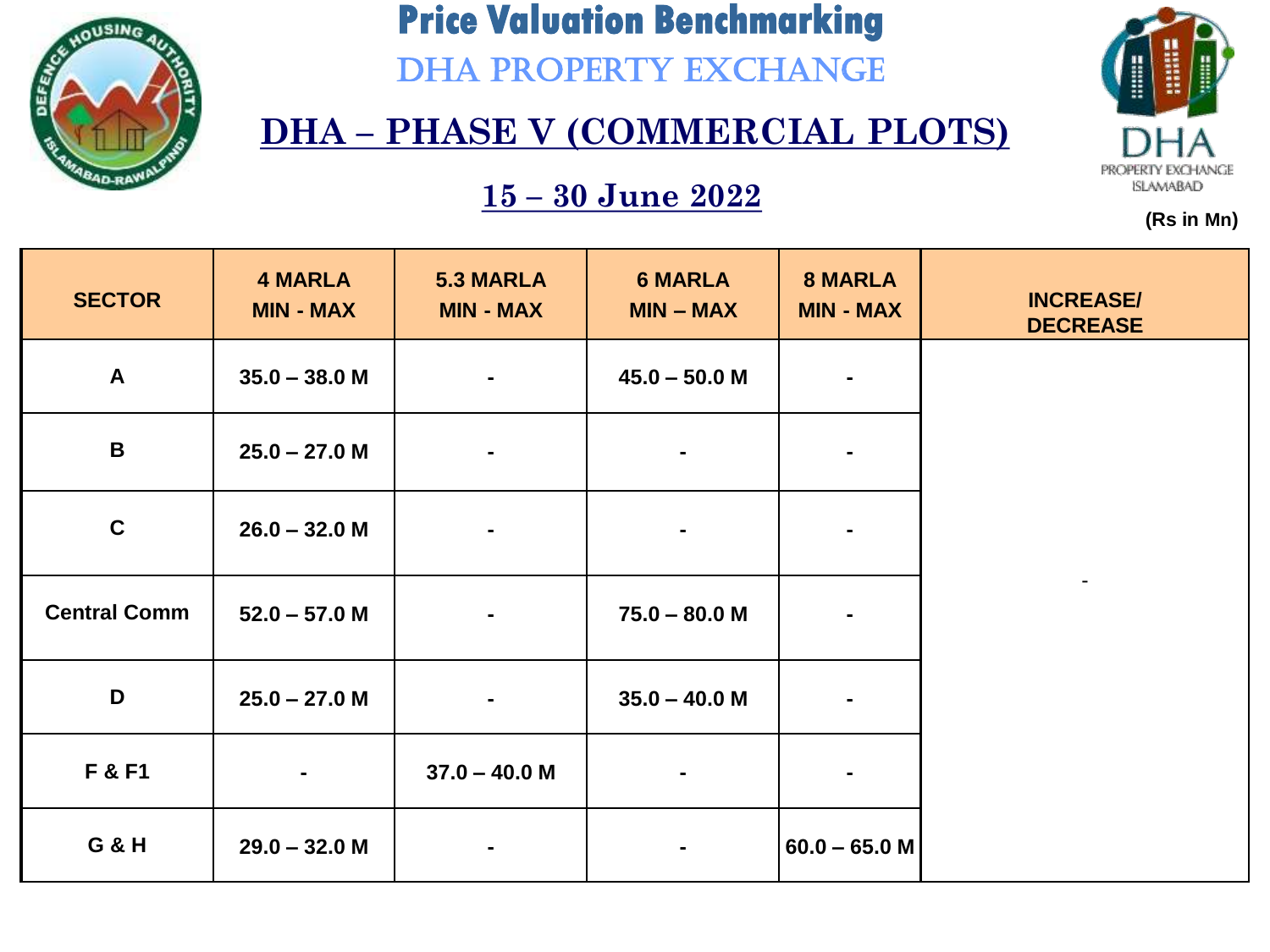# Price Valuation Benchmarking

## DHA PROPERTY EXCHANGE

## DHA – PHASE V (COMMERCIAL PLOTS)

### 15 – 30 June 2022

DHA PROPERTY EXCHANGE ISLAMABAD

**(Rs in Mn)**

| SECTOR | 4 MARLA MIN - MAX | 5.3 MARLA MIN - MAX | 6 MARLA MIN – MAX | 8 MARLA MIN - MAX | INCREASE/ DECREASE |
|---|---|---|---|---|---|
| A | 35.0 – 38.0 M | - | 45.0 – 50.0 M | - | - |
| B | 25.0 – 27.0 M | - | - | - | |
| C | 26.0 – 32.0 M | - | - | - | |
| Central Comm | 52.0 – 57.0 M | - | 75.0 – 80.0 M | - | |
| D | 25.0 – 27.0 M | - | 35.0 – 40.0 M | - | |
| F & F1 | - | 37.0 – 40.0 M | - | - | |
| G & H | 29.0 – 32.0 M | - | - | 60.0 – 65.0 M | |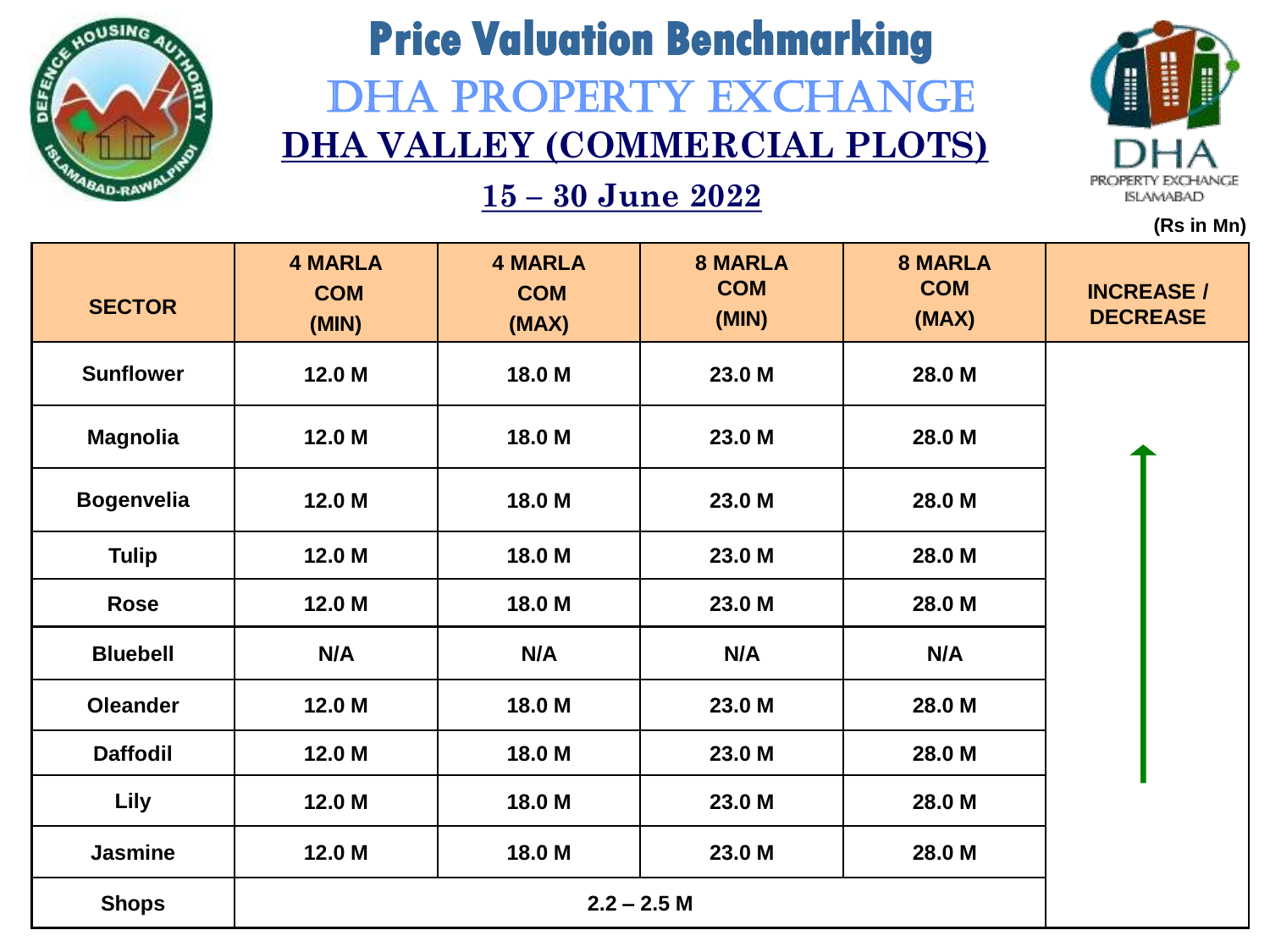# Price Valuation Benchmarking

## DHA PROPERTY EXCHANGE

## DHA VALLEY (COMMERCIAL PLOTS)

### 15 – 30 June 2022

(Rs in Mn)

| SECTOR | 4 MARLA COM (MIN) | 4 MARLA COM (MAX) | 8 MARLA COM (MIN) | 8 MARLA COM (MAX) | INCREASE / DECREASE |
|---|---|---|---|---|---|
| Sunflower | 12.0 M | 18.0 M | 23.0 M | 28.0 M | ↑ |
| Magnolia | 12.0 M | 18.0 M | 23.0 M | 28.0 M | |
| Bogenvelia | 12.0 M | 18.0 M | 23.0 M | 28.0 M | |
| Tulip | 12.0 M | 18.0 M | 23.0 M | 28.0 M | |
| Rose | 12.0 M | 18.0 M | 23.0 M | 28.0 M | |
| Bluebell | N/A | N/A | N/A | N/A | |
| Oleander | 12.0 M | 18.0 M | 23.0 M | 28.0 M | |
| Daffodil | 12.0 M | 18.0 M | 23.0 M | 28.0 M | |
| Lily | 12.0 M | 18.0 M | 23.0 M | 28.0 M | |
| Jasmine | 12.0 M | 18.0 M | 23.0 M | 28.0 M | |
| Shops | 2.2 – 2.5 M | | | | |